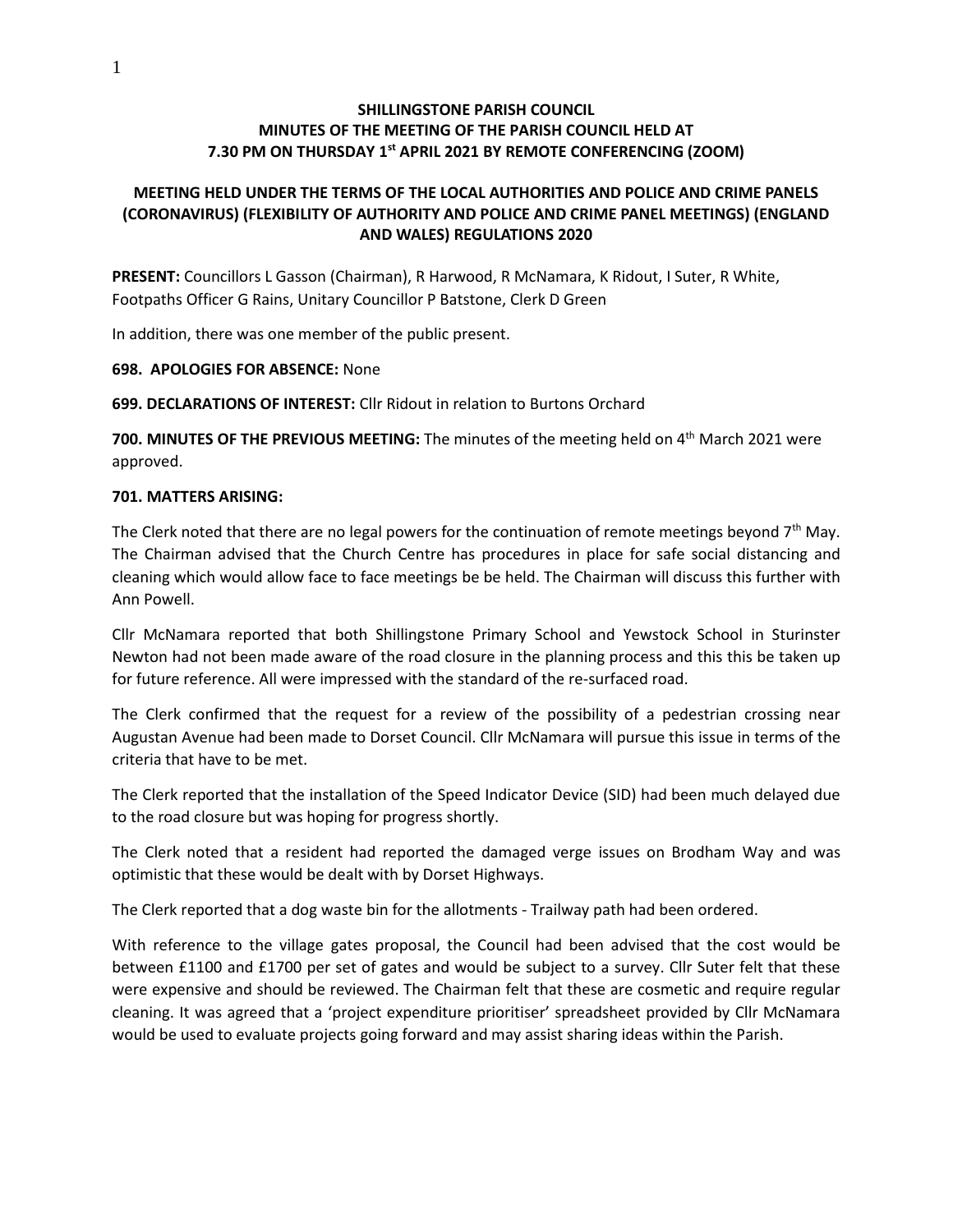**SHILLINGSTONE PARISH COUNCIL**
**MINUTES OF THE MEETING OF THE PARISH COUNCIL HELD AT**
**7.30 PM ON THURSDAY 1st APRIL 2021 BY REMOTE CONFERENCING (ZOOM)**

**MEETING HELD UNDER THE TERMS OF THE LOCAL AUTHORITIES AND POLICE AND CRIME PANELS (CORONAVIRUS) (FLEXIBILITY OF AUTHORITY AND POLICE AND CRIME PANEL MEETINGS) (ENGLAND AND WALES) REGULATIONS 2020**

**PRESENT:** Councillors L Gasson (Chairman), R Harwood, R McNamara, K Ridout, I Suter, R White, Footpaths Officer G Rains, Unitary Councillor P Batstone, Clerk D Green

In addition, there was one member of the public present.

**698. APOLOGIES FOR ABSENCE:** None

**699. DECLARATIONS OF INTEREST:** Cllr Ridout in relation to Burtons Orchard

**700. MINUTES OF THE PREVIOUS MEETING:** The minutes of the meeting held on 4th March 2021 were approved.

**701. MATTERS ARISING:**

The Clerk noted that there are no legal powers for the continuation of remote meetings beyond 7th May. The Chairman advised that the Church Centre has procedures in place for safe social distancing and cleaning which would allow face to face meetings be be held. The Chairman will discuss this further with Ann Powell.

Cllr McNamara reported that both Shillingstone Primary School and Yewstock School in Sturinster Newton had not been made aware of the road closure in the planning process and this this be taken up for future reference. All were impressed with the standard of the re-surfaced road.

The Clerk confirmed that the request for a review of the possibility of a pedestrian crossing near Augustan Avenue had been made to Dorset Council. Cllr McNamara will pursue this issue in terms of the criteria that have to be met.

The Clerk reported that the installation of the Speed Indicator Device (SID) had been much delayed due to the road closure but was hoping for progress shortly.

The Clerk noted that a resident had reported the damaged verge issues on Brodham Way and was optimistic that these would be dealt with by Dorset Highways.

The Clerk reported that a dog waste bin for the allotments - Trailway path had been ordered.

With reference to the village gates proposal, the Council had been advised that the cost would be between £1100 and £1700 per set of gates and would be subject to a survey. Cllr Suter felt that these were expensive and should be reviewed. The Chairman felt that these are cosmetic and require regular cleaning. It was agreed that a 'project expenditure prioritiser' spreadsheet provided by Cllr McNamara would be used to evaluate projects going forward and may assist sharing ideas within the Parish.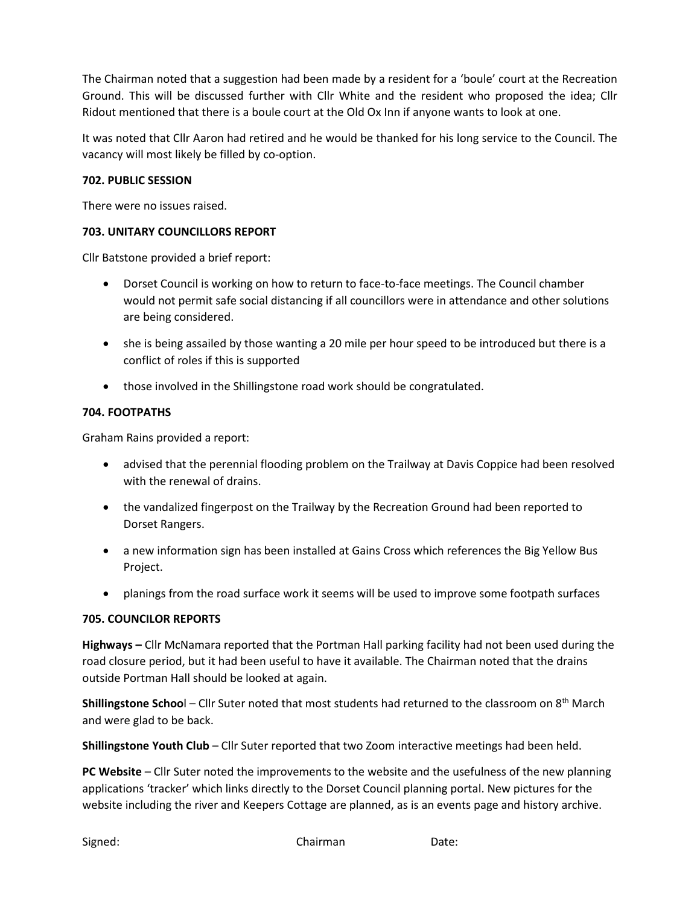The Chairman noted that a suggestion had been made by a resident for a 'boule' court at the Recreation Ground. This will be discussed further with Cllr White and the resident who proposed the idea; Cllr Ridout mentioned that there is a boule court at the Old Ox Inn if anyone wants to look at one.

It was noted that Cllr Aaron had retired and he would be thanked for his long service to the Council. The vacancy will most likely be filled by co-option.

**702. PUBLIC SESSION**

There were no issues raised.

**703. UNITARY COUNCILLORS REPORT**

Cllr Batstone provided a brief report:

- Dorset Council is working on how to return to face-to-face meetings. The Council chamber would not permit safe social distancing if all councillors were in attendance and other solutions are being considered.
- she is being assailed by those wanting a 20 mile per hour speed to be introduced but there is a conflict of roles if this is supported
- those involved in the Shillingstone road work should be congratulated.

**704. FOOTPATHS**

Graham Rains provided a report:

- advised that the perennial flooding problem on the Trailway at Davis Coppice had been resolved with the renewal of drains.
- the vandalized fingerpost on the Trailway by the Recreation Ground had been reported to Dorset Rangers.
- a new information sign has been installed at Gains Cross which references the Big Yellow Bus Project.
- planings from the road surface work it seems will be used to improve some footpath surfaces

**705. COUNCILOR REPORTS**

**Highways –** Cllr McNamara reported that the Portman Hall parking facility had not been used during the road closure period, but it had been useful to have it available. The Chairman noted that the drains outside Portman Hall should be looked at again.

**Shillingstone School** – Cllr Suter noted that most students had returned to the classroom on 8th March and were glad to be back.

**Shillingstone Youth Club** – Cllr Suter reported that two Zoom interactive meetings had been held.

**PC Website** – Cllr Suter noted the improvements to the website and the usefulness of the new planning applications 'tracker' which links directly to the Dorset Council planning portal. New pictures for the website including the river and Keepers Cottage are planned, as is an events page and history archive.

Signed: Chairman Date: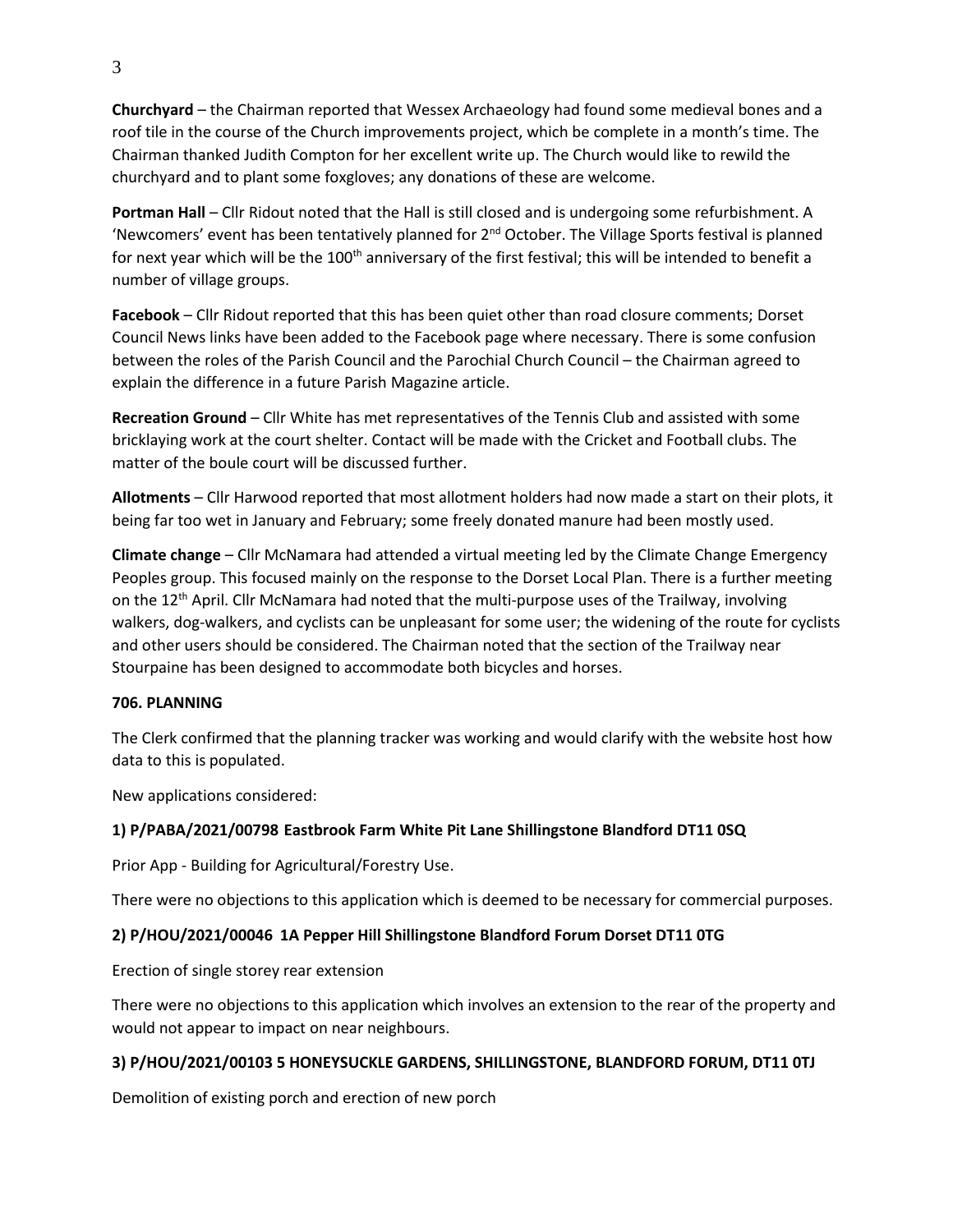**Churchyard** – the Chairman reported that Wessex Archaeology had found some medieval bones and a roof tile in the course of the Church improvements project, which be complete in a month's time. The Chairman thanked Judith Compton for her excellent write up. The Church would like to rewild the churchyard and to plant some foxgloves; any donations of these are welcome.

**Portman Hall** – Cllr Ridout noted that the Hall is still closed and is undergoing some refurbishment. A 'Newcomers' event has been tentatively planned for 2nd October. The Village Sports festival is planned for next year which will be the 100th anniversary of the first festival; this will be intended to benefit a number of village groups.

**Facebook** – Cllr Ridout reported that this has been quiet other than road closure comments; Dorset Council News links have been added to the Facebook page where necessary. There is some confusion between the roles of the Parish Council and the Parochial Church Council – the Chairman agreed to explain the difference in a future Parish Magazine article.

**Recreation Ground** – Cllr White has met representatives of the Tennis Club and assisted with some bricklaying work at the court shelter. Contact will be made with the Cricket and Football clubs. The matter of the boule court will be discussed further.

**Allotments** – Cllr Harwood reported that most allotment holders had now made a start on their plots, it being far too wet in January and February; some freely donated manure had been mostly used.

**Climate change** – Cllr McNamara had attended a virtual meeting led by the Climate Change Emergency Peoples group. This focused mainly on the response to the Dorset Local Plan. There is a further meeting on the 12th April. Cllr McNamara had noted that the multi-purpose uses of the Trailway, involving walkers, dog-walkers, and cyclists can be unpleasant for some user; the widening of the route for cyclists and other users should be considered. The Chairman noted that the section of the Trailway near Stourpaine has been designed to accommodate both bicycles and horses.

**706. PLANNING**

The Clerk confirmed that the planning tracker was working and would clarify with the website host how data to this is populated.

New applications considered:

**1) P/PABA/2021/00798 Eastbrook Farm White Pit Lane Shillingstone Blandford DT11 0SQ**

Prior App - Building for Agricultural/Forestry Use.

There were no objections to this application which is deemed to be necessary for commercial purposes.

**2) P/HOU/2021/00046 1A Pepper Hill Shillingstone Blandford Forum Dorset DT11 0TG**

Erection of single storey rear extension

There were no objections to this application which involves an extension to the rear of the property and would not appear to impact on near neighbours.

**3) P/HOU/2021/00103 5 HONEYSUCKLE GARDENS, SHILLINGSTONE, BLANDFORD FORUM, DT11 0TJ**

Demolition of existing porch and erection of new porch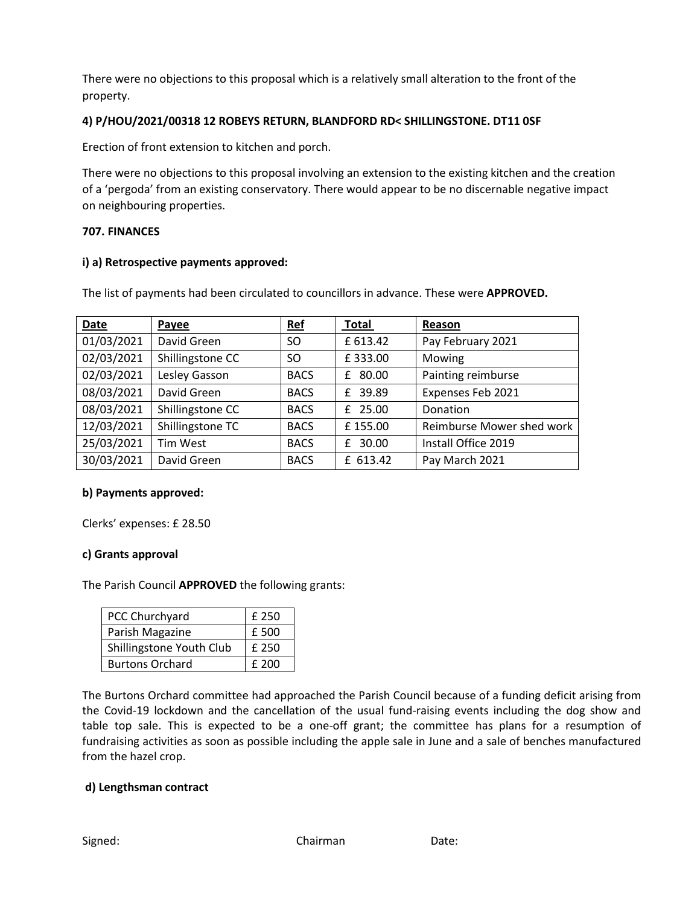There were no objections to this proposal which is a relatively small alteration to the front of the property.

**4) P/HOU/2021/00318 12 ROBEYS RETURN, BLANDFORD RD< SHILLINGSTONE. DT11 0SF**

Erection of front extension to kitchen and porch.

There were no objections to this proposal involving an extension to the existing kitchen and the creation of a 'pergoda' from an existing conservatory. There would appear to be no discernable negative impact on neighbouring properties.

**707. FINANCES**

**i) a) Retrospective payments approved:**

The list of payments had been circulated to councillors in advance. These were **APPROVED.**

| Date | Payee | Ref | Total | Reason |
|---|---|---|---|---|
| 01/03/2021 | David Green | SO | £ 613.42 | Pay February 2021 |
| 02/03/2021 | Shillingstone CC | SO | £ 333.00 | Mowing |
| 02/03/2021 | Lesley Gasson | BACS | £ 80.00 | Painting reimburse |
| 08/03/2021 | David Green | BACS | £ 39.89 | Expenses Feb 2021 |
| 08/03/2021 | Shillingstone CC | BACS | £ 25.00 | Donation |
| 12/03/2021 | Shillingstone TC | BACS | £ 155.00 | Reimburse Mower shed work |
| 25/03/2021 | Tim West | BACS | £ 30.00 | Install Office 2019 |
| 30/03/2021 | David Green | BACS | £ 613.42 | Pay March 2021 |

**b) Payments approved:**

Clerks' expenses: £ 28.50

**c) Grants approval**

The Parish Council **APPROVED** the following grants:

| | |
|---|---|
| PCC Churchyard | £ 250 |
| Parish Magazine | £ 500 |
| Shillingstone Youth Club | £ 250 |
| Burtons Orchard | £ 200 |

The Burtons Orchard committee had approached the Parish Council because of a funding deficit arising from the Covid-19 lockdown and the cancellation of the usual fund-raising events including the dog show and table top sale. This is expected to be a one-off grant; the committee has plans for a resumption of fundraising activities as soon as possible including the apple sale in June and a sale of benches manufactured from the hazel crop.

**d) Lengthsman contract**

Signed: Chairman Date: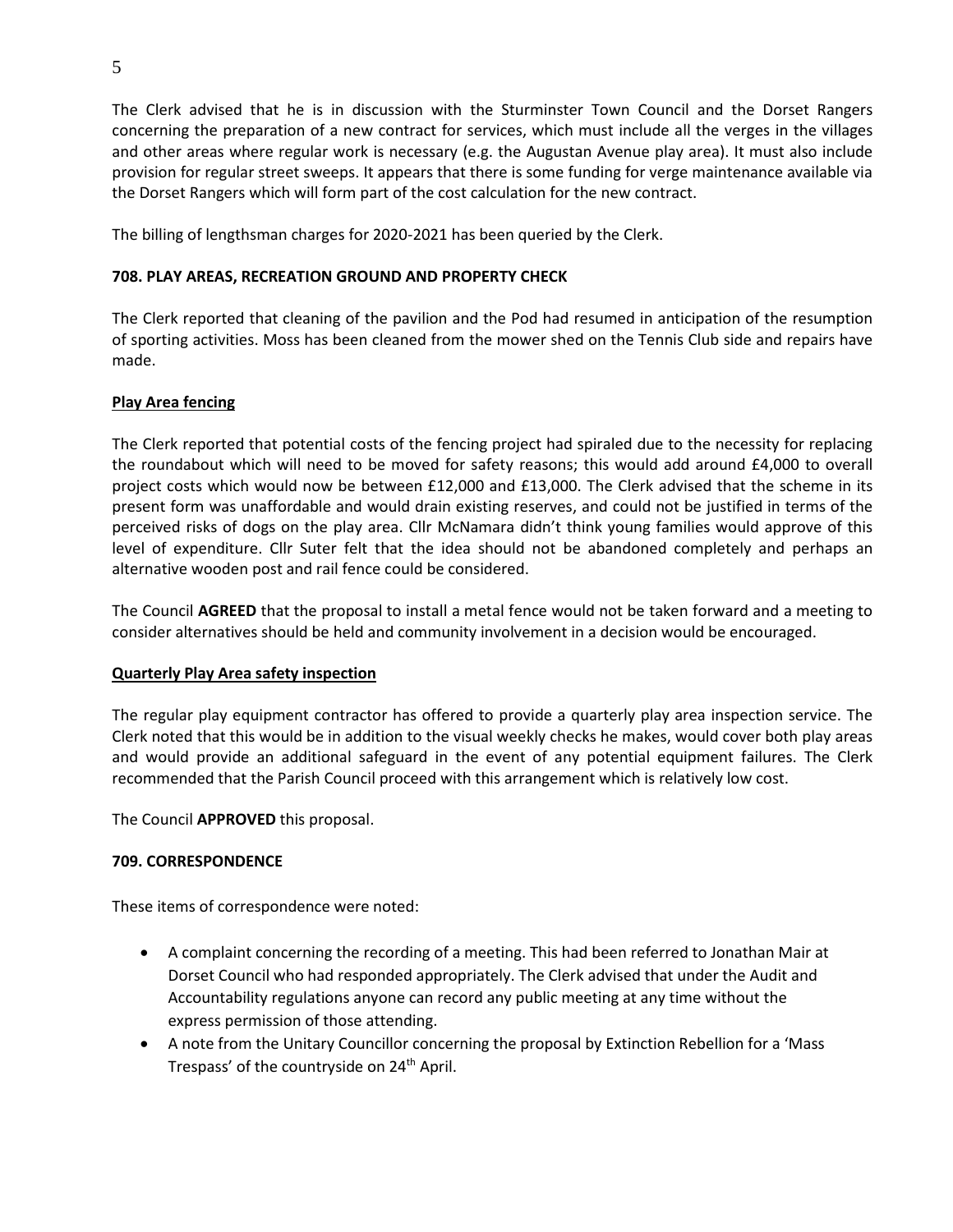The Clerk advised that he is in discussion with the Sturminster Town Council and the Dorset Rangers concerning the preparation of a new contract for services, which must include all the verges in the villages and other areas where regular work is necessary (e.g. the Augustan Avenue play area). It must also include provision for regular street sweeps. It appears that there is some funding for verge maintenance available via the Dorset Rangers which will form part of the cost calculation for the new contract.

The billing of lengthsman charges for 2020-2021 has been queried by the Clerk.

**708. PLAY AREAS, RECREATION GROUND AND PROPERTY CHECK**

The Clerk reported that cleaning of the pavilion and the Pod had resumed in anticipation of the resumption of sporting activities. Moss has been cleaned from the mower shed on the Tennis Club side and repairs have made.

**Play Area fencing**

The Clerk reported that potential costs of the fencing project had spiraled due to the necessity for replacing the roundabout which will need to be moved for safety reasons; this would add around £4,000 to overall project costs which would now be between £12,000 and £13,000. The Clerk advised that the scheme in its present form was unaffordable and would drain existing reserves, and could not be justified in terms of the perceived risks of dogs on the play area. Cllr McNamara didn't think young families would approve of this level of expenditure. Cllr Suter felt that the idea should not be abandoned completely and perhaps an alternative wooden post and rail fence could be considered.

The Council **AGREED** that the proposal to install a metal fence would not be taken forward and a meeting to consider alternatives should be held and community involvement in a decision would be encouraged.

**Quarterly Play Area safety inspection**

The regular play equipment contractor has offered to provide a quarterly play area inspection service. The Clerk noted that this would be in addition to the visual weekly checks he makes, would cover both play areas and would provide an additional safeguard in the event of any potential equipment failures. The Clerk recommended that the Parish Council proceed with this arrangement which is relatively low cost.

The Council **APPROVED** this proposal.

**709. CORRESPONDENCE**

These items of correspondence were noted:

- A complaint concerning the recording of a meeting. This had been referred to Jonathan Mair at Dorset Council who had responded appropriately. The Clerk advised that under the Audit and Accountability regulations anyone can record any public meeting at any time without the express permission of those attending.
- A note from the Unitary Councillor concerning the proposal by Extinction Rebellion for a 'Mass Trespass' of the countryside on 24th April.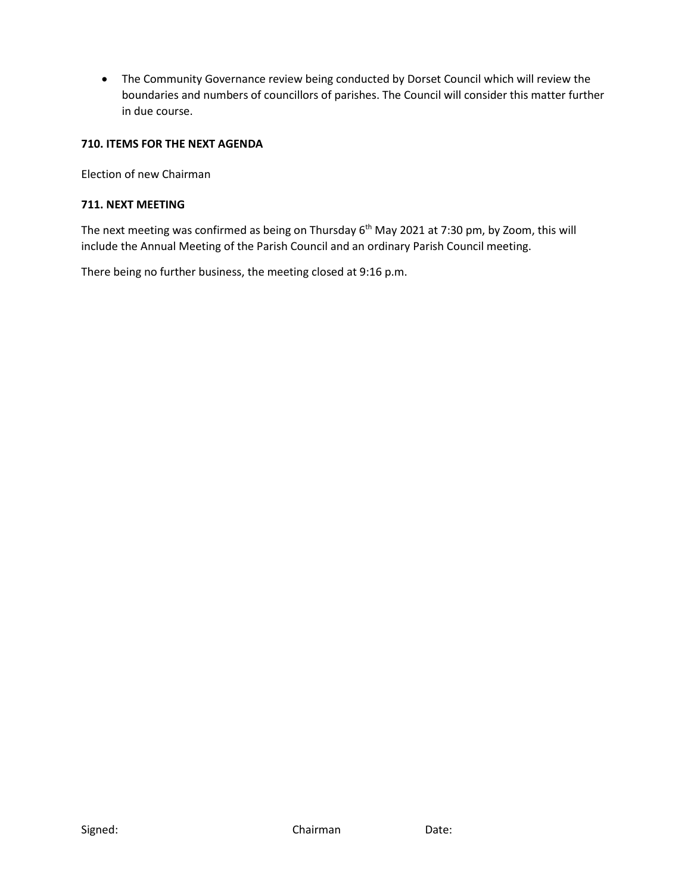- The Community Governance review being conducted by Dorset Council which will review the boundaries and numbers of councillors of parishes. The Council will consider this matter further in due course.

**710. ITEMS FOR THE NEXT AGENDA**

Election of new Chairman

**711. NEXT MEETING**

The next meeting was confirmed as being on Thursday 6th May 2021 at 7:30 pm, by Zoom, this will include the Annual Meeting of the Parish Council and an ordinary Parish Council meeting.

There being no further business, the meeting closed at 9:16 p.m.

Signed: Chairman Date: